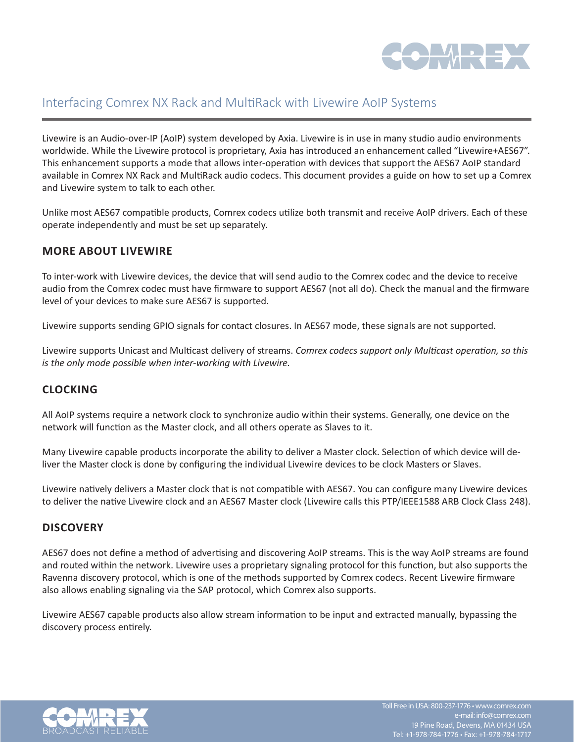# Interfacing Comrex NX Rack and MultiRack with Livewire AoIP Systems

Livewire is an Audio-over-IP (AoIP) system developed by Axia. Livewire is in use in many studio audio environments worldwide. While the Livewire protocol is proprietary, Axia has introduced an enhancement called "Livewire+AES67". This enhancement supports a mode that allows inter-operation with devices that support the AES67 AoIP standard available in Comrex NX Rack and MultiRack audio codecs. This document provides a guide on how to set up a Comrex and Livewire system to talk to each other.

Unlike most AES67 compatible products, Comrex codecs utilize both transmit and receive AoIP drivers. Each of these operate independently and must be set up separately.

## MORE ABOUT LIVEWIRE

To inter-work with Livewire devices, the device that will send audio to the Comrex codec and the device to receive audio from the Comrex codec must have firmware to support AES67 (not all do). Check the manual and the firmware level of your devices to make sure AES67 is supported.

Livewire supports sending GPIO signals for contact closures. In AES67 mode, these signals are not supported.

Livewire supports Unicast and Multicast delivery of streams. *Comrex codecs support only Multicast operation, so this is the only mode possible when inter-working with Livewire.*

## CLOCKING

All AoIP systems require a network clock to synchronize audio within their systems. Generally, one device on the network will function as the Master clock, and all others operate as Slaves to it.

Many Livewire capable products incorporate the ability to deliver a Master clock. Selection of which device will deliver the Master clock is done by configuring the individual Livewire devices to be clock Masters or Slaves.

Livewire natively delivers a Master clock that is not compatible with AES67. You can configure many Livewire devices to deliver the native Livewire clock and an AES67 Master clock (Livewire calls this PTP/IEEE1588 ARB Clock Class 248).

## DISCOVERY

AES67 does not define a method of advertising and discovering AoIP streams. This is the way AoIP streams are found and routed within the network. Livewire uses a proprietary signaling protocol for this function, but also supports the Ravenna discovery protocol, which is one of the methods supported by Comrex codecs. Recent Livewire firmware also allows enabling signaling via the SAP protocol, which Comrex also supports.

Livewire AES67 capable products also allow stream information to be input and extracted manually, bypassing the discovery process entirely.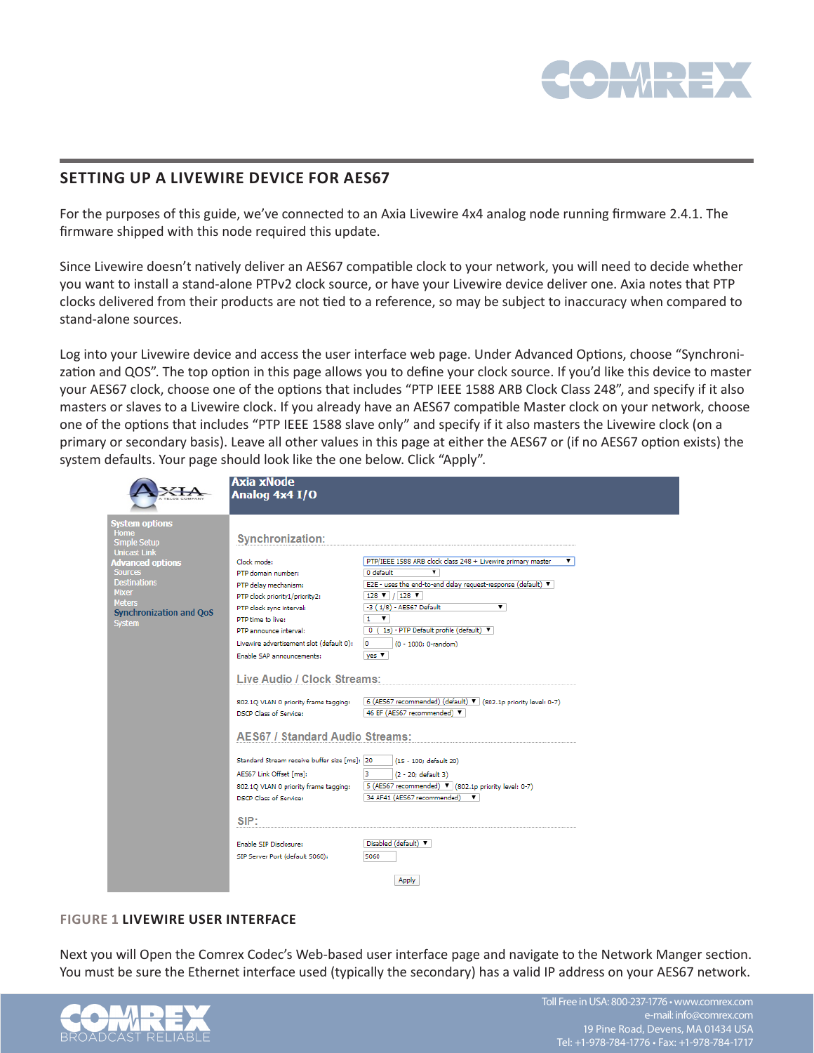## SETTING UP A LIVEWIRE DEVICE FOR AES67

For the purposes of this guide, we've connected to an Axia Livewire 4x4 analog node running firmware 2.4.1. The firmware shipped with this node required this update.

Since Livewire doesn't natively deliver an AES67 compatible clock to your network, you will need to decide whether you want to install a stand-alone PTPv2 clock source, or have your Livewire device deliver one. Axia notes that PTP clocks delivered from their products are not tied to a reference, so may be subject to inaccuracy when compared to stand-alone sources.

Log into your Livewire device and access the user interface web page. Under Advanced Options, choose "Synchronization and QOS". The top option in this page allows you to define your clock source. If you'd like this device to master your AES67 clock, choose one of the options that includes "PTP IEEE 1588 ARB Clock Class 248", and specify if it also masters or slaves to a Livewire clock. If you already have an AES67 compatible Master clock on your network, choose one of the options that includes "PTP IEEE 1588 slave only" and specify if it also masters the Livewire clock (on a primary or secondary basis). Leave all other values in this page at either the AES67 or (if no AES67 option exists) the system defaults. Your page should look like the one below. Click "Apply".

**FIGURE 1 LIVEWIRE USER INTERFACE**

Next you will Open the Comrex Codec's Web-based user interface page and navigate to the Network Manger section. You must be sure the Ethernet interface used (typically the secondary) has a valid IP address on your AES67 network.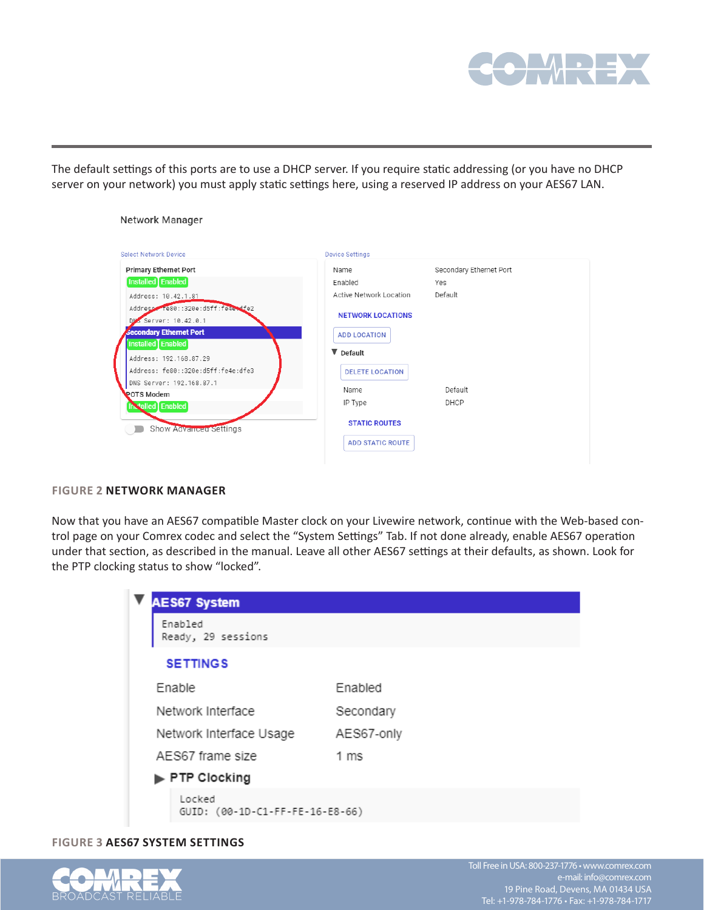The default settings of this ports are to use a DHCP server. If you require static addressing (or you have no DHCP server on your network) you must apply static settings here, using a reserved IP address on your AES67 LAN.

**FIGURE 2** **NETWORK MANAGER**

Now that you have an AES67 compatible Master clock on your Livewire network, continue with the Web-based control page on your Comrex codec and select the “System Settings” Tab. If not done already, enable AES67 operation under that section, as described in the manual. Leave all other AES67 settings at their defaults, as shown. Look for the PTP clocking status to show “locked”.

**FIGURE 3** **AES67 SYSTEM SETTINGS**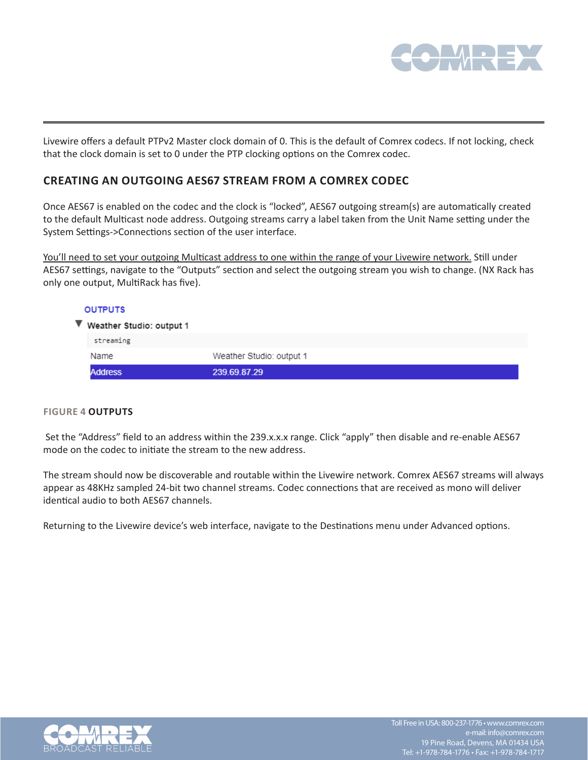Livewire offers a default PTPv2 Master clock domain of 0. This is the default of Comrex codecs. If not locking, check that the clock domain is set to 0 under the PTP clocking options on the Comrex codec.

## CREATING AN OUTGOING AES67 STREAM FROM A COMREX CODEC

Once AES67 is enabled on the codec and the clock is "locked", AES67 outgoing stream(s) are automatically created to the default Multicast node address. Outgoing streams carry a label taken from the Unit Name setting under the System Settings->Connections section of the user interface.

<u>You'll need to set your outgoing Multicast address to one within the range of your Livewire network.</u> Still under AES67 settings, navigate to the "Outputs" section and select the outgoing stream you wish to change. (NX Rack has only one output, MultiRack has five).

OUTPUTS

▼ Weather Studio: output 1

streaming

| Name | Weather Studio: output 1 |
| --- | --- |
| Address | 239.69.87.29 |

**FIGURE 4 OUTPUTS**

Set the "Address" field to an address within the 239.x.x.x range. Click "apply" then disable and re-enable AES67 mode on the codec to initiate the stream to the new address.

The stream should now be discoverable and routable within the Livewire network. Comrex AES67 streams will always appear as 48KHz sampled 24-bit two channel streams. Codec connections that are received as mono will deliver identical audio to both AES67 channels.

Returning to the Livewire device's web interface, navigate to the Destinations menu under Advanced options.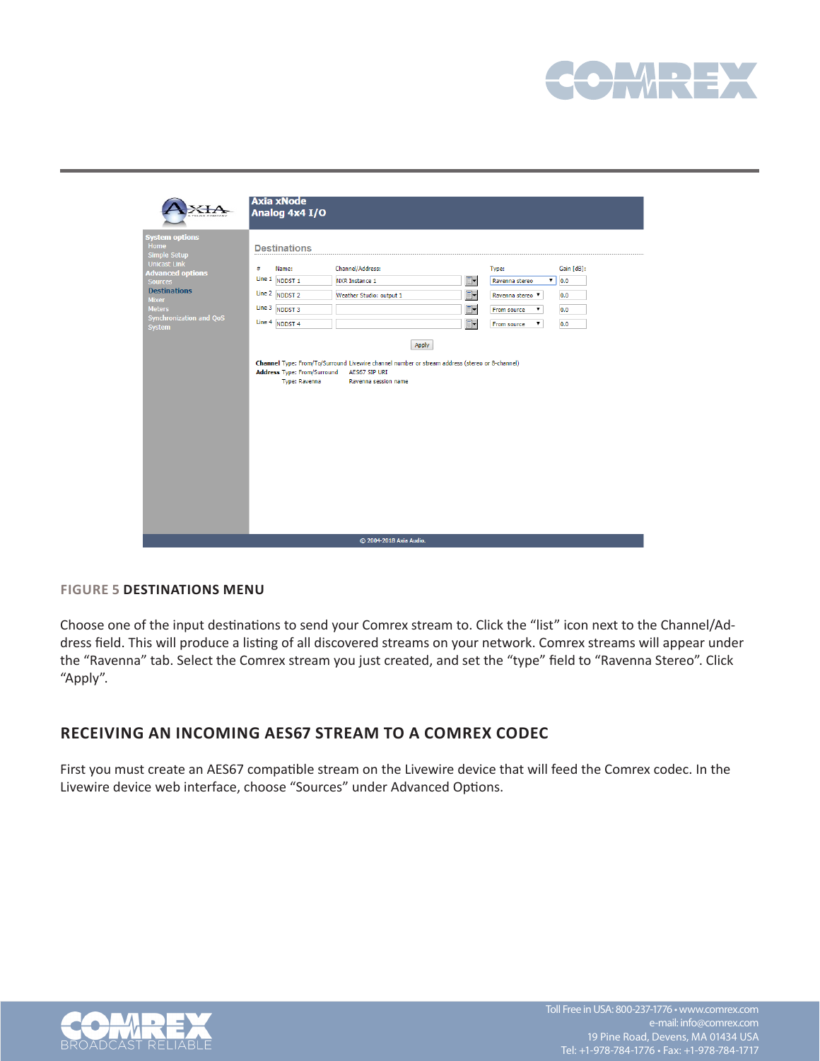**FIGURE 5 DESTINATIONS MENU**

Choose one of the input destinations to send your Comrex stream to. Click the “list” icon next to the Channel/Address field. This will produce a listing of all discovered streams on your network. Comrex streams will appear under the “Ravenna” tab. Select the Comrex stream you just created, and set the “type” field to “Ravenna Stereo”. Click “Apply”.

## RECEIVING AN INCOMING AES67 STREAM TO A COMREX CODEC

First you must create an AES67 compatible stream on the Livewire device that will feed the Comrex codec. In the Livewire device web interface, choose “Sources” under Advanced Options.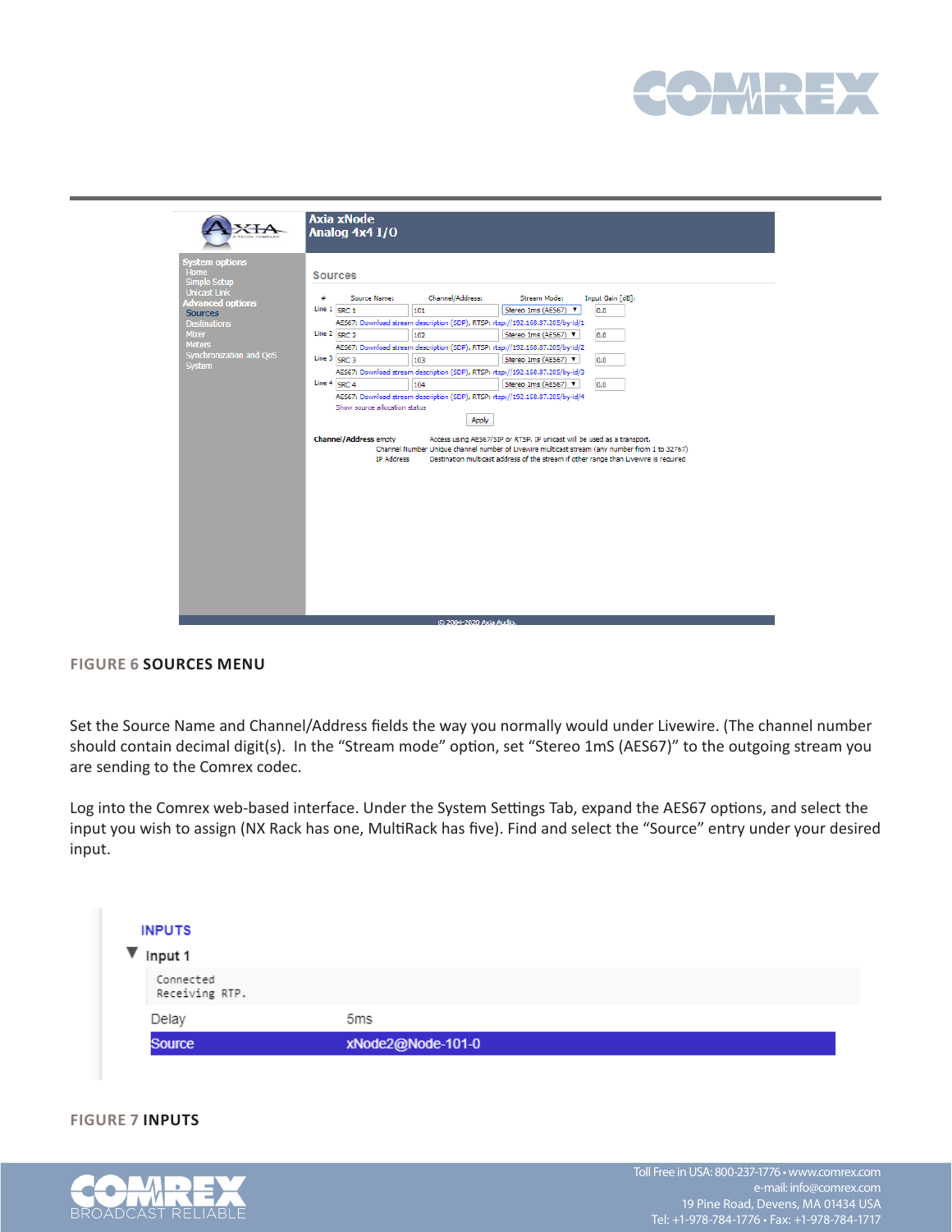**FIGURE 6 SOURCES MENU**

Set the Source Name and Channel/Address fields the way you normally would under Livewire. (The channel number should contain decimal digit(s). In the "Stream mode" option, set "Stereo 1mS (AES67)" to the outgoing stream you are sending to the Comrex codec.

Log into the Comrex web-based interface. Under the System Settings Tab, expand the AES67 options, and select the input you wish to assign (NX Rack has one, MultiRack has five). Find and select the "Source" entry under your desired input.

**FIGURE 7 INPUTS**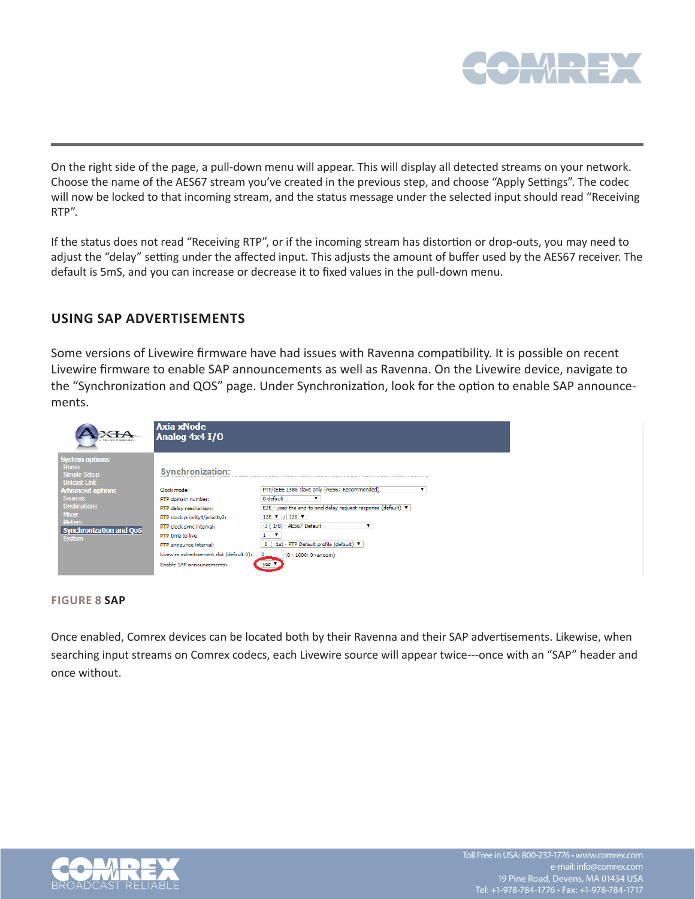On the right side of the page, a pull-down menu will appear. This will display all detected streams on your network. Choose the name of the AES67 stream you've created in the previous step, and choose "Apply Settings". The codec will now be locked to that incoming stream, and the status message under the selected input should read "Receiving RTP".

If the status does not read "Receiving RTP", or if the incoming stream has distortion or drop-outs, you may need to adjust the "delay" setting under the affected input. This adjusts the amount of buffer used by the AES67 receiver. The default is 5mS, and you can increase or decrease it to fixed values in the pull-down menu.

## USING SAP ADVERTISEMENTS

Some versions of Livewire firmware have had issues with Ravenna compatibility. It is possible on recent Livewire firmware to enable SAP announcements as well as Ravenna. On the Livewire device, navigate to the "Synchronization and QOS" page. Under Synchronization, look for the option to enable SAP announcements.

**FIGURE 8** **SAP**

Once enabled, Comrex devices can be located both by their Ravenna and their SAP advertisements. Likewise, when searching input streams on Comrex codecs, each Livewire source will appear twice---once with an "SAP" header and once without.